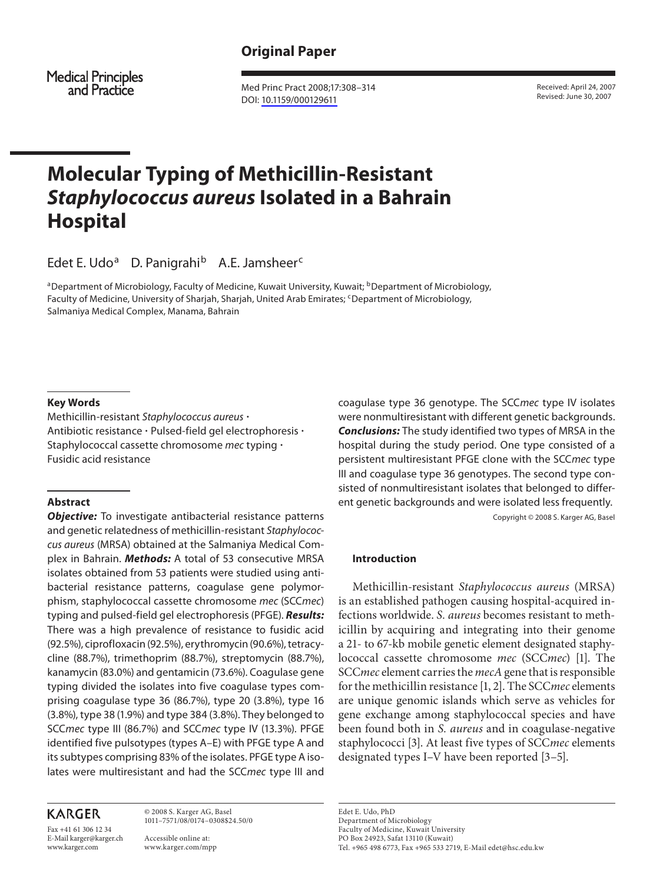**Original Paper**

Medical Principles and Practice

Med Princ Pract 2008;17:308–314
DOI: 10.1159/000129611

Received: April 24, 2007
Revised: June 30, 2007

# Molecular Typing of Methicillin-Resistant *Staphylococcus aureus* Isolated in a Bahrain Hospital

Edet E. Udo[a] D. Panigrahi[b] A.E. Jamsheer[c]

[a]Department of Microbiology, Faculty of Medicine, Kuwait University, Kuwait; [b]Department of Microbiology, Faculty of Medicine, University of Sharjah, Sharjah, United Arab Emirates; [c]Department of Microbiology, Salmaniya Medical Complex, Manama, Bahrain

### Key Words

Methicillin-resistant *Staphylococcus aureus* · Antibiotic resistance · Pulsed-field gel electrophoresis · Staphylococcal cassette chromosome *mec* typing · Fusidic acid resistance

### Abstract

***Objective:*** To investigate antibacterial resistance patterns and genetic relatedness of methicillin-resistant *Staphylococcus aureus* (MRSA) obtained at the Salmaniya Medical Complex in Bahrain. ***Methods:*** A total of 53 consecutive MRSA isolates obtained from 53 patients were studied using antibacterial resistance patterns, coagulase gene polymorphism, staphylococcal cassette chromosome *mec* (SCC*mec*) typing and pulsed-field gel electrophoresis (PFGE). ***Results:*** There was a high prevalence of resistance to fusidic acid (92.5%), ciprofloxacin (92.5%), erythromycin (90.6%), tetracycline (88.7%), trimethoprim (88.7%), streptomycin (88.7%), kanamycin (83.0%) and gentamicin (73.6%). Coagulase gene typing divided the isolates into five coagulase types comprising coagulase type 36 (86.7%), type 20 (3.8%), type 16 (3.8%), type 38 (1.9%) and type 384 (3.8%). They belonged to SCC*mec* type III (86.7%) and SCC*mec* type IV (13.3%). PFGE identified five pulsotypes (types A–E) with PFGE type A and its subtypes comprising 83% of the isolates. PFGE type A isolates were multiresistant and had the SCC*mec* type III and coagulase type 36 genotype. The SCC*mec* type IV isolates were nonmultiresistant with different genetic backgrounds. ***Conclusions:*** The study identified two types of MRSA in the hospital during the study period. One type consisted of a persistent multiresistant PFGE clone with the SCC*mec* type III and coagulase type 36 genotypes. The second type consisted of nonmultiresistant isolates that belonged to different genetic backgrounds and were isolated less frequently.

Copyright © 2008 S. Karger AG, Basel

### Introduction

Methicillin-resistant *Staphylococcus aureus* (MRSA) is an established pathogen causing hospital-acquired infections worldwide. *S. aureus* becomes resistant to methicillin by acquiring and integrating into their genome a 21- to 67-kb mobile genetic element designated staphylococcal cassette chromosome *mec* (SCC*mec*) [1]. The SCC*mec* element carries the *mecA* gene that is responsible for the methicillin resistance [1, 2]. The SCC*mec* elements are unique genomic islands which serve as vehicles for gene exchange among staphylococcal species and have been found both in *S. aureus* and in coagulase-negative staphylococci [3]. At least five types of SCC*mec* elements designated types I–V have been reported [3–5].

KARGER

Fax +41 61 306 12 34
E-Mail karger@karger.ch
www.karger.com

© 2008 S. Karger AG, Basel
1011–7571/08/0174–0308$24.50/0

Accessible online at:
www.karger.com/mpp

Edet E. Udo, PhD
Department of Microbiology
Faculty of Medicine, Kuwait University
PO Box 24923, Safat 13110 (Kuwait)
Tel. +965 498 6773, Fax +965 533 2719, E-Mail edet@hsc.edu.kw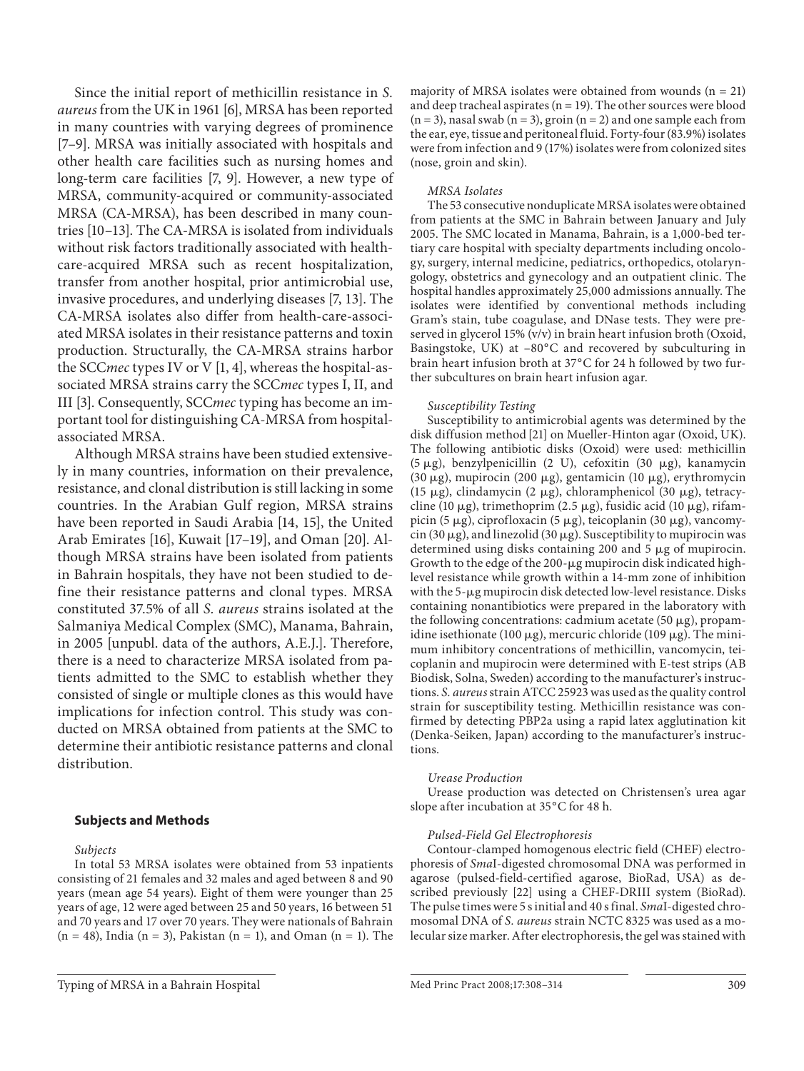Since the initial report of methicillin resistance in *S. aureus* from the UK in 1961 [6], MRSA has been reported in many countries with varying degrees of prominence [7–9]. MRSA was initially associated with hospitals and other health care facilities such as nursing homes and long-term care facilities [7, 9]. However, a new type of MRSA, community-acquired or community-associated MRSA (CA-MRSA), has been described in many countries [10–13]. The CA-MRSA is isolated from individuals without risk factors traditionally associated with health-care-acquired MRSA such as recent hospitalization, transfer from another hospital, prior antimicrobial use, invasive procedures, and underlying diseases [7, 13]. The CA-MRSA isolates also differ from health-care-associated MRSA isolates in their resistance patterns and toxin production. Structurally, the CA-MRSA strains harbor the SCC*mec* types IV or V [1, 4], whereas the hospital-associated MRSA strains carry the SCC*mec* types I, II, and III [3]. Consequently, SCC*mec* typing has become an important tool for distinguishing CA-MRSA from hospital-associated MRSA.

Although MRSA strains have been studied extensively in many countries, information on their prevalence, resistance, and clonal distribution is still lacking in some countries. In the Arabian Gulf region, MRSA strains have been reported in Saudi Arabia [14, 15], the United Arab Emirates [16], Kuwait [17–19], and Oman [20]. Although MRSA strains have been isolated from patients in Bahrain hospitals, they have not been studied to define their resistance patterns and clonal types. MRSA constituted 37.5% of all *S. aureus* strains isolated at the Salmaniya Medical Complex (SMC), Manama, Bahrain, in 2005 [unpubl. data of the authors, A.E.J.]. Therefore, there is a need to characterize MRSA isolated from patients admitted to the SMC to establish whether they consisted of single or multiple clones as this would have implications for infection control. This study was conducted on MRSA obtained from patients at the SMC to determine their antibiotic resistance patterns and clonal distribution.

## Subjects and Methods

*Subjects*

In total 53 MRSA isolates were obtained from 53 inpatients consisting of 21 females and 32 males and aged between 8 and 90 years (mean age 54 years). Eight of them were younger than 25 years of age, 12 were aged between 25 and 50 years, 16 between 51 and 70 years and 17 over 70 years. They were nationals of Bahrain (n = 48), India (n = 3), Pakistan (n = 1), and Oman (n = 1). The majority of MRSA isolates were obtained from wounds (n = 21) and deep tracheal aspirates (n = 19). The other sources were blood (n = 3), nasal swab (n = 3), groin (n = 2) and one sample each from the ear, eye, tissue and peritoneal fluid. Forty-four (83.9%) isolates were from infection and 9 (17%) isolates were from colonized sites (nose, groin and skin).

*MRSA Isolates*

The 53 consecutive nonduplicate MRSA isolates were obtained from patients at the SMC in Bahrain between January and July 2005. The SMC located in Manama, Bahrain, is a 1,000-bed tertiary care hospital with specialty departments including oncology, surgery, internal medicine, pediatrics, orthopedics, otolaryngology, obstetrics and gynecology and an outpatient clinic. The hospital handles approximately 25,000 admissions annually. The isolates were identified by conventional methods including Gram's stain, tube coagulase, and DNase tests. They were preserved in glycerol 15% (v/v) in brain heart infusion broth (Oxoid, Basingstoke, UK) at –80°C and recovered by subculturing in brain heart infusion broth at 37°C for 24 h followed by two further subcultures on brain heart infusion agar.

*Susceptibility Testing*

Susceptibility to antimicrobial agents was determined by the disk diffusion method [21] on Mueller-Hinton agar (Oxoid, UK). The following antibiotic disks (Oxoid) were used: methicillin (5 μg), benzylpenicillin (2 U), cefoxitin (30 μg), kanamycin (30 μg), mupirocin (200 μg), gentamicin (10 μg), erythromycin (15 μg), clindamycin (2 μg), chloramphenicol (30 μg), tetracycline (10 μg), trimethoprim (2.5 μg), fusidic acid (10 μg), rifampicin (5 μg), ciprofloxacin (5 μg), teicoplanin (30 μg), vancomycin (30 μg), and linezolid (30 μg). Susceptibility to mupirocin was determined using disks containing 200 and 5 μg of mupirocin. Growth to the edge of the 200-μg mupirocin disk indicated high-level resistance while growth within a 14-mm zone of inhibition with the 5-μg mupirocin disk detected low-level resistance. Disks containing nonantibiotics were prepared in the laboratory with the following concentrations: cadmium acetate (50 μg), propamidine isethionate (100 μg), mercuric chloride (109 μg). The minimum inhibitory concentrations of methicillin, vancomycin, teicoplanin and mupirocin were determined with E-test strips (AB Biodisk, Solna, Sweden) according to the manufacturer's instructions. *S. aureus* strain ATCC 25923 was used as the quality control strain for susceptibility testing. Methicillin resistance was confirmed by detecting PBP2a using a rapid latex agglutination kit (Denka-Seiken, Japan) according to the manufacturer's instructions.

*Urease Production*

Urease production was detected on Christensen's urea agar slope after incubation at 35°C for 48 h.

*Pulsed-Field Gel Electrophoresis*

Contour-clamped homogenous electric field (CHEF) electrophoresis of *Sma*I-digested chromosomal DNA was performed in agarose (pulsed-field-certified agarose, BioRad, USA) as described previously [22] using a CHEF-DRIII system (BioRad). The pulse times were 5 s initial and 40 s final. *Sma*I-digested chromosomal DNA of *S. aureus* strain NCTC 8325 was used as a molecular size marker. After electrophoresis, the gel was stained with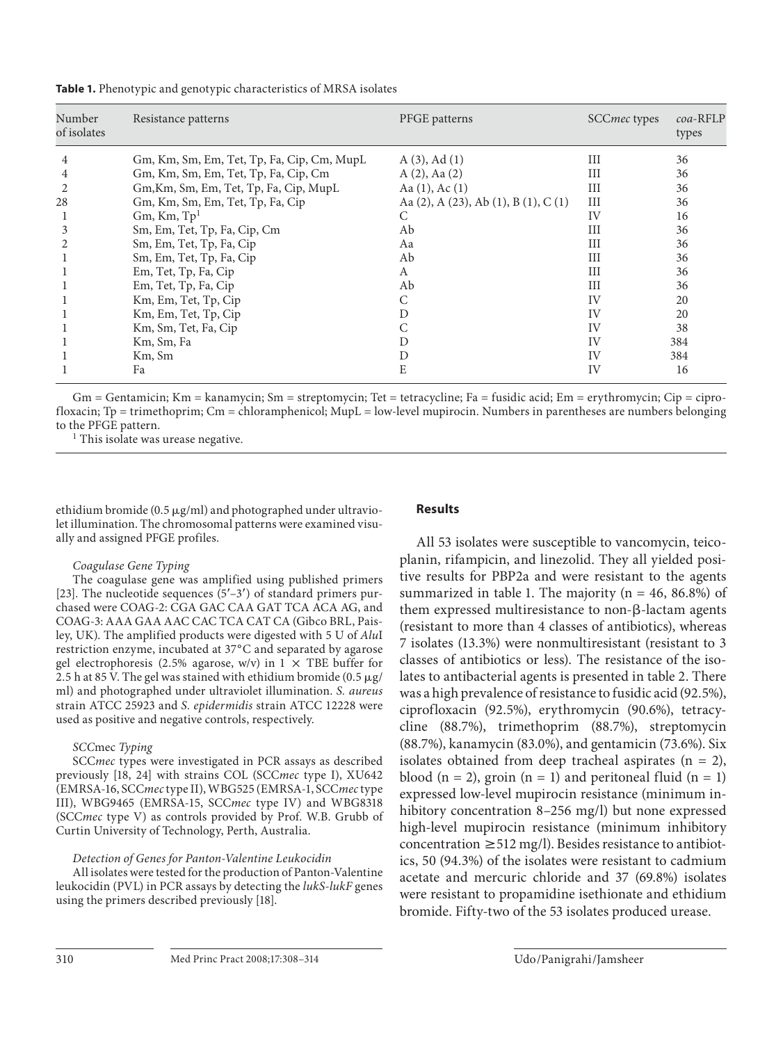**Table 1.** Phenotypic and genotypic characteristics of MRSA isolates

| Number of isolates | Resistance patterns | PFGE patterns | SCC*mec* types | *coa*-RFLP types |
|---|---|---|---|---|
| 4 | Gm, Km, Sm, Em, Tet, Tp, Fa, Cip, Cm, MupL | A (3), Ad (1) | III | 36 |
| 4 | Gm, Km, Sm, Em, Tet, Tp, Fa, Cip, Cm | A (2), Aa (2) | III | 36 |
| 2 | Gm,Km, Sm, Em, Tet, Tp, Fa, Cip, MupL | Aa (1), Ac (1) | III | 36 |
| 28 | Gm, Km, Sm, Em, Tet, Tp, Fa, Cip | Aa (2), A (23), Ab (1), B (1), C (1) | III | 36 |
| 1 | Gm, Km, Tp[1] | C | IV | 16 |
| 3 | Sm, Em, Tet, Tp, Fa, Cip, Cm | Ab | III | 36 |
| 2 | Sm, Em, Tet, Tp, Fa, Cip | Aa | III | 36 |
| 1 | Sm, Em, Tet, Tp, Fa, Cip | Ab | III | 36 |
| 1 | Em, Tet, Tp, Fa, Cip | A | III | 36 |
| 1 | Em, Tet, Tp, Fa, Cip | Ab | III | 36 |
| 1 | Km, Em, Tet, Tp, Cip | C | IV | 20 |
| 1 | Km, Em, Tet, Tp, Cip | D | IV | 20 |
| 1 | Km, Sm, Tet, Fa, Cip | C | IV | 38 |
| 1 | Km, Sm, Fa | D | IV | 384 |
| 1 | Km, Sm | D | IV | 384 |
| 1 | Fa | E | IV | 16 |

Gm = Gentamicin; Km = kanamycin; Sm = streptomycin; Tet = tetracycline; Fa = fusidic acid; Em = erythromycin; Cip = ciprofloxacin; Tp = trimethoprim; Cm = chloramphenicol; MupL = low-level mupirocin. Numbers in parentheses are numbers belonging to the PFGE pattern.

[1] This isolate was urease negative.

ethidium bromide (0.5 μg/ml) and photographed under ultraviolet illumination. The chromosomal patterns were examined visually and assigned PFGE profiles.

*Coagulase Gene Typing*

The coagulase gene was amplified using published primers [23]. The nucleotide sequences (5′–3′) of standard primers purchased were COAG-2: CGA GAC CAA GAT TCA ACA AG, and COAG-3: AAA GAA AAC CAC TCA CAT CA (Gibco BRL, Paisley, UK). The amplified products were digested with 5 U of *Alu*I restriction enzyme, incubated at 37°C and separated by agarose gel electrophoresis (2.5% agarose, w/v) in 1 × TBE buffer for 2.5 h at 85 V. The gel was stained with ethidium bromide (0.5 μg/ml) and photographed under ultraviolet illumination. *S. aureus* strain ATCC 25923 and *S. epidermidis* strain ATCC 12228 were used as positive and negative controls, respectively.

*SCC*mec *Typing*

SCC*mec* types were investigated in PCR assays as described previously [18, 24] with strains COL (SCC*mec* type I), XU642 (EMRSA-16, SCC*mec* type II), WBG525 (EMRSA-1, SCC*mec* type III), WBG9465 (EMRSA-15, SCC*mec* type IV) and WBG8318 (SCC*mec* type V) as controls provided by Prof. W.B. Grubb of Curtin University of Technology, Perth, Australia.

*Detection of Genes for Panton-Valentine Leukocidin*

All isolates were tested for the production of Panton-Valentine leukocidin (PVL) in PCR assays by detecting the *lukS-lukF* genes using the primers described previously [18].

## Results

All 53 isolates were susceptible to vancomycin, teicoplanin, rifampicin, and linezolid. They all yielded positive results for PBP2a and were resistant to the agents summarized in table 1. The majority (n = 46, 86.8%) of them expressed multiresistance to non-β-lactam agents (resistant to more than 4 classes of antibiotics), whereas 7 isolates (13.3%) were nonmultiresistant (resistant to 3 classes of antibiotics or less). The resistance of the isolates to antibacterial agents is presented in table 2. There was a high prevalence of resistance to fusidic acid (92.5%), ciprofloxacin (92.5%), erythromycin (90.6%), tetracycline (88.7%), trimethoprim (88.7%), streptomycin (88.7%), kanamycin (83.0%), and gentamicin (73.6%). Six isolates obtained from deep tracheal aspirates (n = 2), blood (n = 2), groin (n = 1) and peritoneal fluid (n = 1) expressed low-level mupirocin resistance (minimum inhibitory concentration 8–256 mg/l) but none expressed high-level mupirocin resistance (minimum inhibitory concentration ≥512 mg/l). Besides resistance to antibiotics, 50 (94.3%) of the isolates were resistant to cadmium acetate and mercuric chloride and 37 (69.8%) isolates were resistant to propamidine isethionate and ethidium bromide. Fifty-two of the 53 isolates produced urease.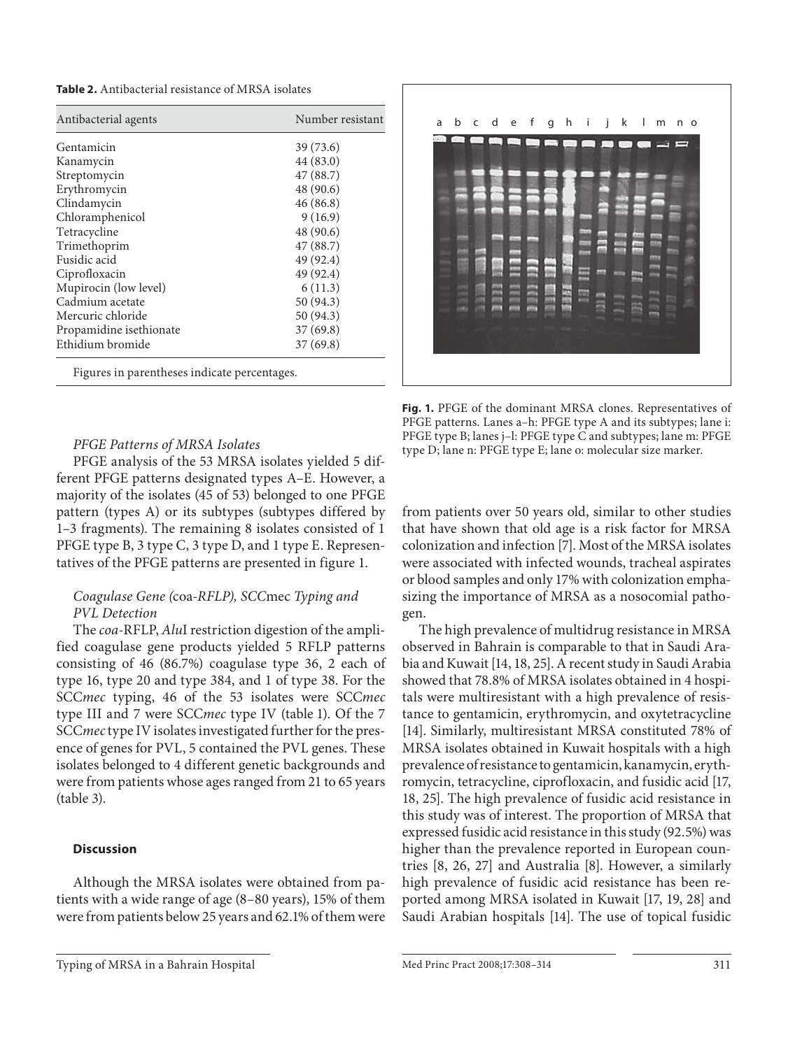**Table 2.** Antibacterial resistance of MRSA isolates

| Antibacterial agents | Number resistant |
|---|---|
| Gentamicin | 39 (73.6) |
| Kanamycin | 44 (83.0) |
| Streptomycin | 47 (88.7) |
| Erythromycin | 48 (90.6) |
| Clindamycin | 46 (86.8) |
| Chloramphenicol | 9 (16.9) |
| Tetracycline | 48 (90.6) |
| Trimethoprim | 47 (88.7) |
| Fusidic acid | 49 (92.4) |
| Ciprofloxacin | 49 (92.4) |
| Mupirocin (low level) | 6 (11.3) |
| Cadmium acetate | 50 (94.3) |
| Mercuric chloride | 50 (94.3) |
| Propamidine isethionate | 37 (69.8) |
| Ethidium bromide | 37 (69.8) |

Figures in parentheses indicate percentages.

**Fig. 1.** PFGE of the dominant MRSA clones. Representatives of PFGE patterns. Lanes a–h: PFGE type A and its subtypes; lane i: PFGE type B; lanes j–l: PFGE type C and subtypes; lane m: PFGE type D; lane n: PFGE type E; lane o: molecular size marker.

### *PFGE Patterns of MRSA Isolates*

PFGE analysis of the 53 MRSA isolates yielded 5 different PFGE patterns designated types A–E. However, a majority of the isolates (45 of 53) belonged to one PFGE pattern (types A) or its subtypes (subtypes differed by 1–3 fragments). The remaining 8 isolates consisted of 1 PFGE type B, 3 type C, 3 type D, and 1 type E. Representatives of the PFGE patterns are presented in figure 1.

### *Coagulase Gene (*coa*-RFLP), SCC*mec *Typing and PVL Detection*

The *coa*-RFLP, *Alu*I restriction digestion of the amplified coagulase gene products yielded 5 RFLP patterns consisting of 46 (86.7%) coagulase type 36, 2 each of type 16, type 20 and type 384, and 1 of type 38. For the SCC*mec* typing, 46 of the 53 isolates were SCC*mec* type III and 7 were SCC*mec* type IV (table 1). Of the 7 SCC*mec* type IV isolates investigated further for the presence of genes for PVL, 5 contained the PVL genes. These isolates belonged to 4 different genetic backgrounds and were from patients whose ages ranged from 21 to 65 years (table 3).

## Discussion

Although the MRSA isolates were obtained from patients with a wide range of age (8–80 years), 15% of them were from patients below 25 years and 62.1% of them were from patients over 50 years old, similar to other studies that have shown that old age is a risk factor for MRSA colonization and infection [7]. Most of the MRSA isolates were associated with infected wounds, tracheal aspirates or blood samples and only 17% with colonization emphasizing the importance of MRSA as a nosocomial pathogen.

The high prevalence of multidrug resistance in MRSA observed in Bahrain is comparable to that in Saudi Arabia and Kuwait [14, 18, 25]. A recent study in Saudi Arabia showed that 78.8% of MRSA isolates obtained in 4 hospitals were multiresistant with a high prevalence of resistance to gentamicin, erythromycin, and oxytetracycline [14]. Similarly, multiresistant MRSA constituted 78% of MRSA isolates obtained in Kuwait hospitals with a high prevalence of resistance to gentamicin, kanamycin, erythromycin, tetracycline, ciprofloxacin, and fusidic acid [17, 18, 25]. The high prevalence of fusidic acid resistance in this study was of interest. The proportion of MRSA that expressed fusidic acid resistance in this study (92.5%) was higher than the prevalence reported in European countries [8, 26, 27] and Australia [8]. However, a similarly high prevalence of fusidic acid resistance has been reported among MRSA isolated in Kuwait [17, 19, 28] and Saudi Arabian hospitals [14]. The use of topical fusidic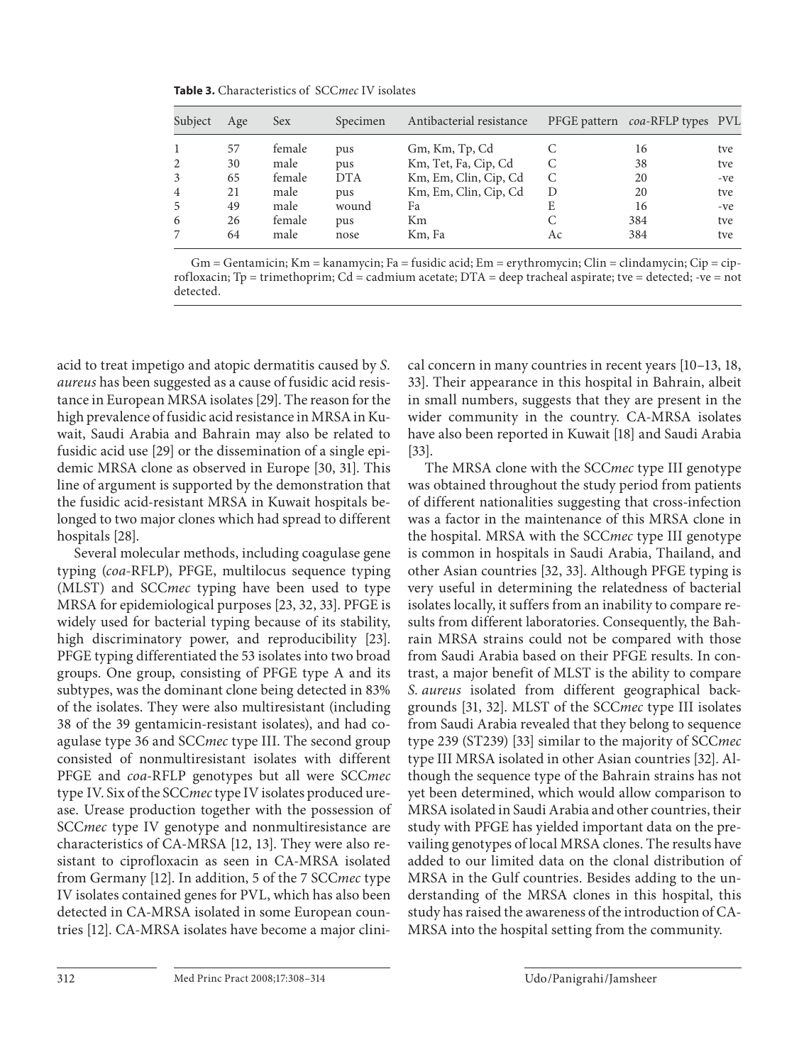**Table 3.** Characteristics of SCC*mec* IV isolates

| Subject | Age | Sex | Specimen | Antibacterial resistance | PFGE pattern | *coa*-RFLP types | PVL |
|---|---|---|---|---|---|---|---|
| 1 | 57 | female | pus | Gm, Km, Tp, Cd | C | 16 | tve |
| 2 | 30 | male | pus | Km, Tet, Fa, Cip, Cd | C | 38 | tve |
| 3 | 65 | female | DTA | Km, Em, Clin, Cip, Cd | C | 20 | -ve |
| 4 | 21 | male | pus | Km, Em, Clin, Cip, Cd | D | 20 | tve |
| 5 | 49 | male | wound | Fa | E | 16 | -ve |
| 6 | 26 | female | pus | Km | C | 384 | tve |
| 7 | 64 | male | nose | Km, Fa | Ac | 384 | tve |

Gm = Gentamicin; Km = kanamycin; Fa = fusidic acid; Em = erythromycin; Clin = clindamycin; Cip = ciprofloxacin; Tp = trimethoprim; Cd = cadmium acetate; DTA = deep tracheal aspirate; tve = detected; -ve = not detected.

acid to treat impetigo and atopic dermatitis caused by *S. aureus* has been suggested as a cause of fusidic acid resistance in European MRSA isolates [29]. The reason for the high prevalence of fusidic acid resistance in MRSA in Kuwait, Saudi Arabia and Bahrain may also be related to fusidic acid use [29] or the dissemination of a single epidemic MRSA clone as observed in Europe [30, 31]. This line of argument is supported by the demonstration that the fusidic acid-resistant MRSA in Kuwait hospitals belonged to two major clones which had spread to different hospitals [28].

Several molecular methods, including coagulase gene typing (*coa*-RFLP), PFGE, multilocus sequence typing (MLST) and SCC*mec* typing have been used to type MRSA for epidemiological purposes [23, 32, 33]. PFGE is widely used for bacterial typing because of its stability, high discriminatory power, and reproducibility [23]. PFGE typing differentiated the 53 isolates into two broad groups. One group, consisting of PFGE type A and its subtypes, was the dominant clone being detected in 83% of the isolates. They were also multiresistant (including 38 of the 39 gentamicin-resistant isolates), and had coagulase type 36 and SCC*mec* type III. The second group consisted of nonmultiresistant isolates with different PFGE and *coa*-RFLP genotypes but all were SCC*mec* type IV. Six of the SCC*mec* type IV isolates produced urease. Urease production together with the possession of SCC*mec* type IV genotype and nonmultiresistance are characteristics of CA-MRSA [12, 13]. They were also resistant to ciprofloxacin as seen in CA-MRSA isolated from Germany [12]. In addition, 5 of the 7 SCC*mec* type IV isolates contained genes for PVL, which has also been detected in CA-MRSA isolated in some European countries [12]. CA-MRSA isolates have become a major clinical concern in many countries in recent years [10–13, 18, 33]. Their appearance in this hospital in Bahrain, albeit in small numbers, suggests that they are present in the wider community in the country. CA-MRSA isolates have also been reported in Kuwait [18] and Saudi Arabia [33].

The MRSA clone with the SCC*mec* type III genotype was obtained throughout the study period from patients of different nationalities suggesting that cross-infection was a factor in the maintenance of this MRSA clone in the hospital. MRSA with the SCC*mec* type III genotype is common in hospitals in Saudi Arabia, Thailand, and other Asian countries [32, 33]. Although PFGE typing is very useful in determining the relatedness of bacterial isolates locally, it suffers from an inability to compare results from different laboratories. Consequently, the Bahrain MRSA strains could not be compared with those from Saudi Arabia based on their PFGE results. In contrast, a major benefit of MLST is the ability to compare *S. aureus* isolated from different geographical backgrounds [31, 32]. MLST of the SCC*mec* type III isolates from Saudi Arabia revealed that they belong to sequence type 239 (ST239) [33] similar to the majority of SCC*mec* type III MRSA isolated in other Asian countries [32]. Although the sequence type of the Bahrain strains has not yet been determined, which would allow comparison to MRSA isolated in Saudi Arabia and other countries, their study with PFGE has yielded important data on the prevailing genotypes of local MRSA clones. The results have added to our limited data on the clonal distribution of MRSA in the Gulf countries. Besides adding to the understanding of the MRSA clones in this hospital, this study has raised the awareness of the introduction of CA-MRSA into the hospital setting from the community.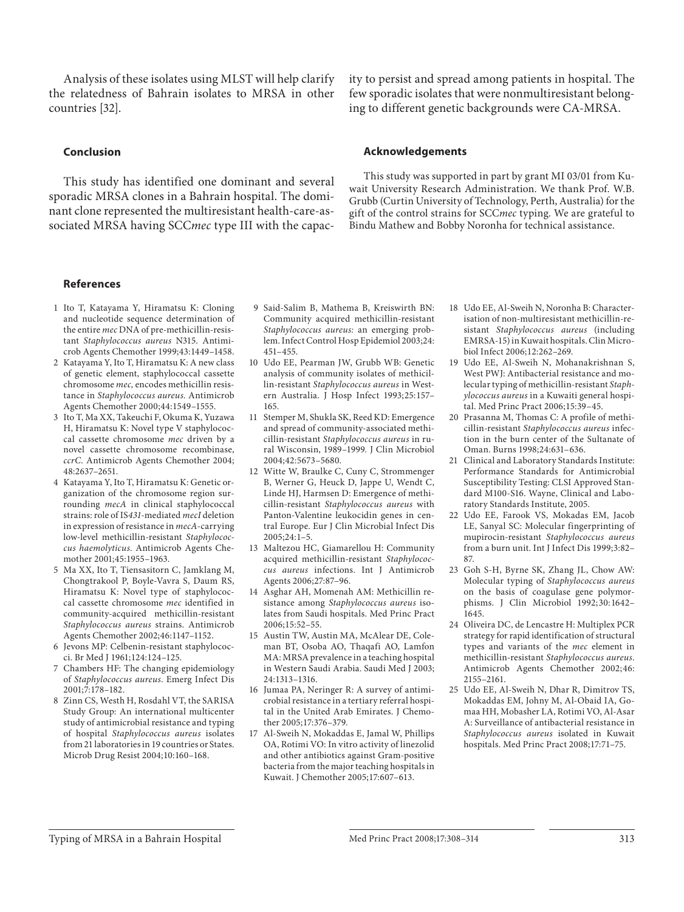Analysis of these isolates using MLST will help clarify the relatedness of Bahrain isolates to MRSA in other countries [32].

## Conclusion

This study has identified one dominant and several sporadic MRSA clones in a Bahrain hospital. The dominant clone represented the multiresistant health-care-associated MRSA having SCC*mec* type III with the capacity to persist and spread among patients in hospital. The few sporadic isolates that were nonmultiresistant belonging to different genetic backgrounds were CA-MRSA.

## Acknowledgements

This study was supported in part by grant MI 03/01 from Kuwait University Research Administration. We thank Prof. W.B. Grubb (Curtin University of Technology, Perth, Australia) for the gift of the control strains for SCC*mec* typing. We are grateful to Bindu Mathew and Bobby Noronha for technical assistance.

## References

1. Ito T, Katayama Y, Hiramatsu K: Cloning and nucleotide sequence determination of the entire *mec* DNA of pre-methicillin-resistant *Staphylococcus aureus* N315. Antimicrob Agents Chemother 1999;43:1449–1458.
2. Katayama Y, Ito T, Hiramatsu K: A new class of genetic element, staphylococcal cassette chromosome *mec*, encodes methicillin resistance in *Staphylococcus aureus*. Antimicrob Agents Chemother 2000;44:1549–1555.
3. Ito T, Ma XX, Takeuchi F, Okuma K, Yuzawa H, Hiramatsu K: Novel type V staphylococcal cassette chromosome *mec* driven by a novel cassette chromosome recombinase, *ccrC*. Antimicrob Agents Chemother 2004;48:2637–2651.
4. Katayama Y, Ito T, Hiramatsu K: Genetic organization of the chromosome region surrounding *mecA* in clinical staphylococcal strains: role of IS*431*-mediated *mecI* deletion in expression of resistance in *mecA*-carrying low-level methicillin-resistant *Staphylococcus haemolyticus*. Antimicrob Agents Chemother 2001;45:1955–1963.
5. Ma XX, Ito T, Tiensasitorn C, Jamklang M, Chongtrakool P, Boyle-Vavra S, Daum RS, Hiramatsu K: Novel type of staphylococcal cassette chromosome *mec* identified in community-acquired methicillin-resistant *Staphylococcus aureus* strains. Antimicrob Agents Chemother 2002;46:1147–1152.
6. Jevons MP: Celbenin-resistant staphylococci. Br Med J 1961;124:124–125.
7. Chambers HF: The changing epidemiology of *Staphylococcus aureus*. Emerg Infect Dis 2001;7:178–182.
8. Zinn CS, Westh H, Rosdahl VT, the SARISA Study Group: An international multicenter study of antimicrobial resistance and typing of hospital *Staphylococcus aureus* isolates from 21 laboratories in 19 countries or States. Microb Drug Resist 2004;10:160–168.
9. Said-Salim B, Mathema B, Kreiswirth BN: Community acquired methicillin-resistant *Staphylococcus aureus:* an emerging problem. Infect Control Hosp Epidemiol 2003;24:451–455.
10. Udo EE, Pearman JW, Grubb WB: Genetic analysis of community isolates of methicillin-resistant *Staphylococcus aureus* in Western Australia. J Hosp Infect 1993;25:157–165.
11. Stemper M, Shukla SK, Reed KD: Emergence and spread of community-associated methicillin-resistant *Staphylococcus aureus* in rural Wisconsin, 1989–1999. J Clin Microbiol 2004;42:5673–5680.
12. Witte W, Braulke C, Cuny C, Strommenger B, Werner G, Heuck D, Jappe U, Wendt C, Linde HJ, Harmsen D: Emergence of methicillin-resistant *Staphylococcus aureus* with Panton-Valentine leukocidin genes in central Europe. Eur J Clin Microbial Infect Dis 2005;24:1–5.
13. Maltezou HC, Giamarellou H: Community acquired methicillin-resistant *Staphylococcus aureus* infections. Int J Antimicrob Agents 2006;27:87–96.
14. Asghar AH, Momenah AM: Methicillin resistance among *Staphylococcus aureus* isolates from Saudi hospitals. Med Princ Pract 2006;15:52–55.
15. Austin TW, Austin MA, McAlear DE, Coleman BT, Osoba AO, Thaqafi AO, Lamfon MA: MRSA prevalence in a teaching hospital in Western Saudi Arabia. Saudi Med J 2003;24:1313–1316.
16. Jumaa PA, Neringer R: A survey of antimicrobial resistance in a tertiary referral hospital in the United Arab Emirates. J Chemother 2005;17:376–379.
17. Al-Sweih N, Mokaddas E, Jamal W, Phillips OA, Rotimi VO: In vitro activity of linezolid and other antibiotics against Gram-positive bacteria from the major teaching hospitals in Kuwait. J Chemother 2005;17:607–613.
18. Udo EE, Al-Sweih N, Noronha B: Characterisation of non-multiresistant methicillin-resistant *Staphylococcus aureus* (including EMRSA-15) in Kuwait hospitals. Clin Microbiol Infect 2006;12:262–269.
19. Udo EE, Al-Sweih N, Mohanakrishnan S, West PWJ: Antibacterial resistance and molecular typing of methicillin-resistant *Staphylococcus aureus* in a Kuwaiti general hospital. Med Princ Pract 2006;15:39–45.
20. Prasanna M, Thomas C: A profile of methicillin-resistant *Staphylococcus aureus* infection in the burn center of the Sultanate of Oman. Burns 1998;24:631–636.
21. Clinical and Laboratory Standards Institute: Performance Standards for Antimicrobial Susceptibility Testing: CLSI Approved Standard M100-S16. Wayne, Clinical and Laboratory Standards Institute, 2005.
22. Udo EE, Farook VS, Mokadas EM, Jacob LE, Sanyal SC: Molecular fingerprinting of mupirocin-resistant *Staphylococcus aureus* from a burn unit. Int J Infect Dis 1999;3:82–87.
23. Goh S-H, Byrne SK, Zhang JL, Chow AW: Molecular typing of *Staphylococcus aureus* on the basis of coagulase gene polymorphisms. J Clin Microbiol 1992;30:1642–1645.
24. Oliveira DC, de Lencastre H: Multiplex PCR strategy for rapid identification of structural types and variants of the *mec* element in methicillin-resistant *Staphylococcus aureus*. Antimicrob Agents Chemother 2002;46:2155–2161.
25. Udo EE, Al-Sweih N, Dhar R, Dimitrov TS, Mokaddas EM, Johny M, Al-Obaid IA, Gomaa HH, Mobasher LA, Rotimi VO, Al-Asar A: Surveillance of antibacterial resistance in *Staphylococcus aureus* isolated in Kuwait hospitals. Med Princ Pract 2008;17:71–75.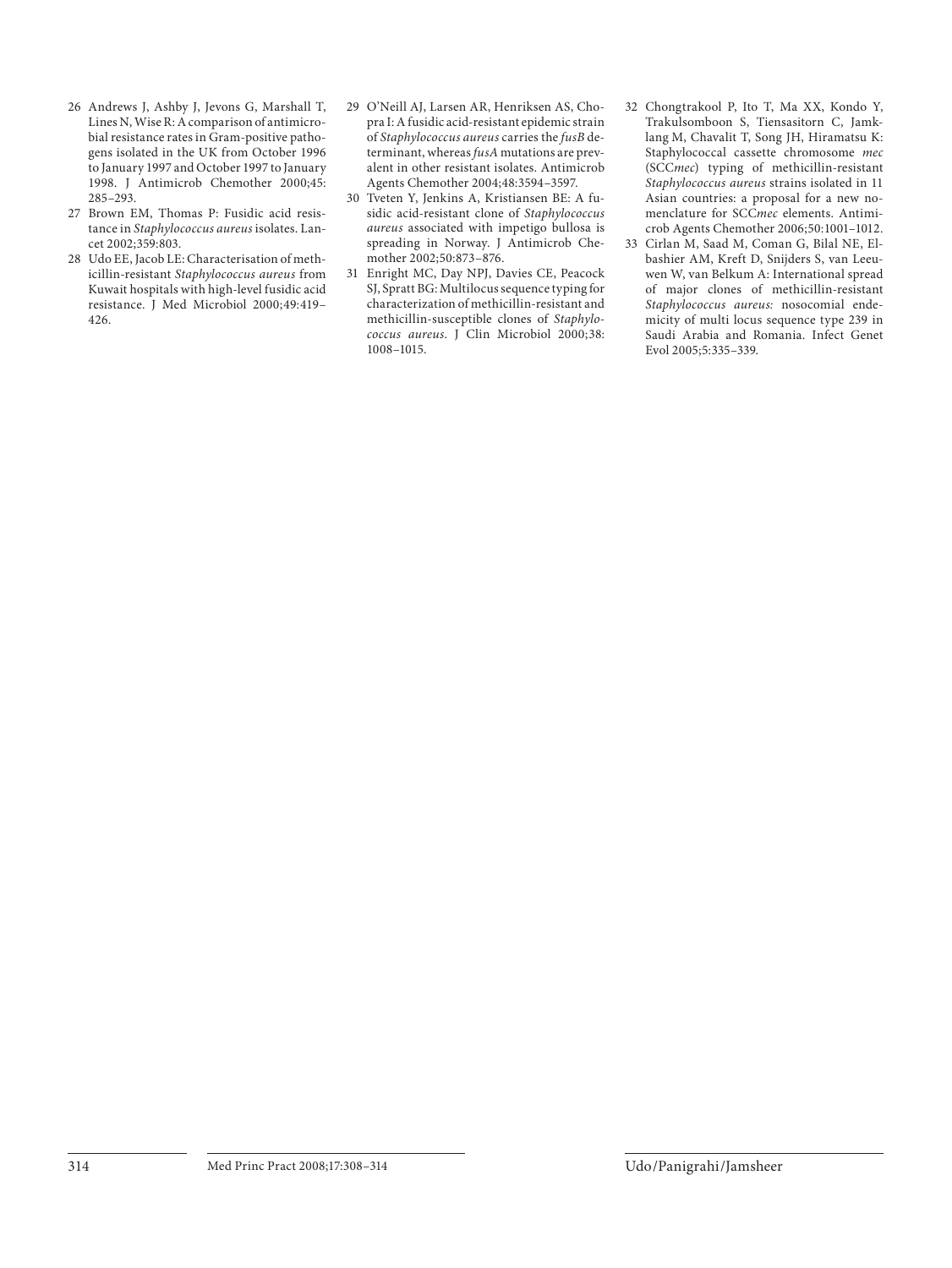26 Andrews J, Ashby J, Jevons G, Marshall T, Lines N, Wise R: A comparison of antimicrobial resistance rates in Gram-positive pathogens isolated in the UK from October 1996 to January 1997 and October 1997 to January 1998. J Antimicrob Chemother 2000;45:285–293.

27 Brown EM, Thomas P: Fusidic acid resistance in *Staphylococcus aureus* isolates. Lancet 2002;359:803.

28 Udo EE, Jacob LE: Characterisation of methicillin-resistant *Staphylococcus aureus* from Kuwait hospitals with high-level fusidic acid resistance. J Med Microbiol 2000;49:419–426.

29 O'Neill AJ, Larsen AR, Henriksen AS, Chopra I: A fusidic acid-resistant epidemic strain of *Staphylococcus aureus* carries the *fusB* determinant, whereas *fusA* mutations are prevalent in other resistant isolates. Antimicrob Agents Chemother 2004;48:3594–3597.

30 Tveten Y, Jenkins A, Kristiansen BE: A fusidic acid-resistant clone of *Staphylococcus aureus* associated with impetigo bullosa is spreading in Norway. J Antimicrob Chemother 2002;50:873–876.

31 Enright MC, Day NPJ, Davies CE, Peacock SJ, Spratt BG: Multilocus sequence typing for characterization of methicillin-resistant and methicillin-susceptible clones of *Staphylococcus aureus*. J Clin Microbiol 2000;38:1008–1015.

32 Chongtrakool P, Ito T, Ma XX, Kondo Y, Trakulsomboon S, Tiensasitorn C, Jamklang M, Chavalit T, Song JH, Hiramatsu K: Staphylococcal cassette chromosome *mec* (SCC*mec*) typing of methicillin-resistant *Staphylococcus aureus* strains isolated in 11 Asian countries: a proposal for a new nomenclature for SCC*mec* elements. Antimicrob Agents Chemother 2006;50:1001–1012.

33 Cirlan M, Saad M, Coman G, Bilal NE, Elbashier AM, Kreft D, Snijders S, van Leeuwen W, van Belkum A: International spread of major clones of methicillin-resistant *Staphylococcus aureus:* nosocomial endemicity of multi locus sequence type 239 in Saudi Arabia and Romania. Infect Genet Evol 2005;5:335–339.